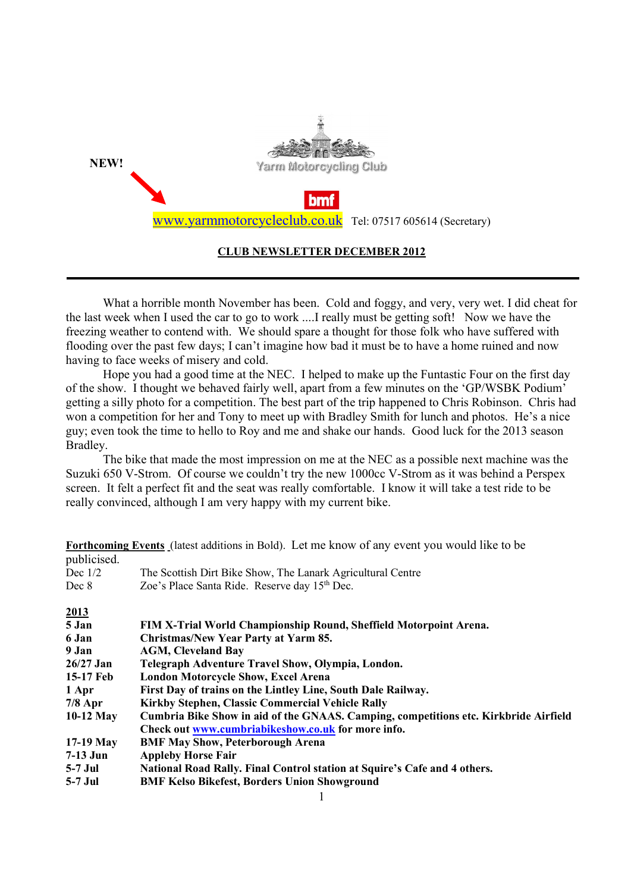NEW!

Yarm Motorcycling Club

bmf

www.yarmmotorcycleclub.co.uk Tel: 07517 605614 (Secretary)

**CLUB NEWSLETTER DECEMBER 2012**

---

What a horrible month November has been. Cold and foggy, and very, very wet. I did cheat for the last week when I used the car to go to work ....I really must be getting soft! Now we have the freezing weather to contend with. We should spare a thought for those folk who have suffered with flooding over the past few days; I can't imagine how bad it must be to have a home ruined and now having to face weeks of misery and cold.

Hope you had a good time at the NEC. I helped to make up the Funtastic Four on the first day of the show. I thought we behaved fairly well, apart from a few minutes on the 'GP/WSBK Podium' getting a silly photo for a competition. The best part of the trip happened to Chris Robinson. Chris had won a competition for her and Tony to meet up with Bradley Smith for lunch and photos. He's a nice guy; even took the time to hello to Roy and me and shake our hands. Good luck for the 2013 season Bradley.

The bike that made the most impression on me at the NEC as a possible next machine was the Suzuki 650 V-Strom. Of course we couldn't try the new 1000cc V-Strom as it was behind a Perspex screen. It felt a perfect fit and the seat was really comfortable. I know it will take a test ride to be really convinced, although I am very happy with my current bike.

**Forthcoming Events** (latest additions in Bold). Let me know of any event you would like to be publicised.

| | |
|---|---|
| Dec 1/2 | The Scottish Dirt Bike Show, The Lanark Agricultural Centre |
| Dec 8 | Zoe's Place Santa Ride. Reserve day 15th Dec. |

**2013**

| | |
|---|---|
| **5 Jan** | **FIM X-Trial World Championship Round, Sheffield Motorpoint Arena.** |
| **6 Jan** | **Christmas/New Year Party at Yarm 85.** |
| **9 Jan** | **AGM, Cleveland Bay** |
| **26/27 Jan** | **Telegraph Adventure Travel Show, Olympia, London.** |
| **15-17 Feb** | **London Motorcycle Show, Excel Arena** |
| **1 Apr** | **First Day of trains on the Lintley Line, South Dale Railway.** |
| **7/8 Apr** | **Kirkby Stephen, Classic Commercial Vehicle Rally** |
| **10-12 May** | **Cumbria Bike Show in aid of the GNAAS. Camping, competitions etc. Kirkbride Airfield Check out www.cumbriabikeshow.co.uk for more info.** |
| **17-19 May** | **BMF May Show, Peterborough Arena** |
| **7-13 Jun** | **Appleby Horse Fair** |
| **5-7 Jul** | **National Road Rally. Final Control station at Squire's Cafe and 4 others.** |
| **5-7 Jul** | **BMF Kelso Bikefest, Borders Union Showground** |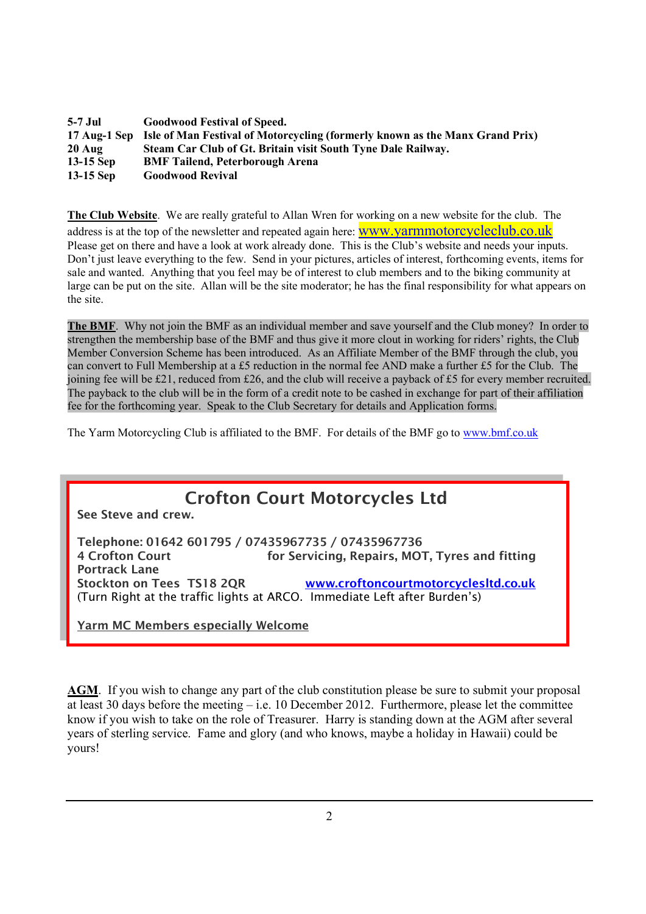| | |
|---|---|
| **5-7 Jul** | **Goodwood Festival of Speed.** |
| **17 Aug-1 Sep** | **Isle of Man Festival of Motorcycling (formerly known as the Manx Grand Prix)** |
| **20 Aug** | **Steam Car Club of Gt. Britain visit South Tyne Dale Railway.** |
| **13-15 Sep** | **BMF Tailend, Peterborough Arena** |
| **13-15 Sep** | **Goodwood Revival** |

**The Club Website**. We are really grateful to Allan Wren for working on a new website for the club. The address is at the top of the newsletter and repeated again here: www.yarmmotorcycleclub.co.uk Please get on there and have a look at work already done. This is the Club's website and needs your inputs. Don't just leave everything to the few. Send in your pictures, articles of interest, forthcoming events, items for sale and wanted. Anything that you feel may be of interest to club members and to the biking community at large can be put on the site. Allan will be the site moderator; he has the final responsibility for what appears on the site.

**The BMF**. Why not join the BMF as an individual member and save yourself and the Club money? In order to strengthen the membership base of the BMF and thus give it more clout in working for riders' rights, the Club Member Conversion Scheme has been introduced. As an Affiliate Member of the BMF through the club, you can convert to Full Membership at a £5 reduction in the normal fee AND make a further £5 for the Club. The joining fee will be £21, reduced from £26, and the club will receive a payback of £5 for every member recruited. The payback to the club will be in the form of a credit note to be cashed in exchange for part of their affiliation fee for the forthcoming year. Speak to the Club Secretary for details and Application forms.

The Yarm Motorcycling Club is affiliated to the BMF. For details of the BMF go to www.bmf.co.uk

## Crofton Court Motorcycles Ltd

See Steve and crew.

Telephone: 01642 601795 / 07435967735 / 07435967736

4 Crofton Court
Portrack Lane
Stockton on Tees TS18 2QR

for Servicing, Repairs, MOT, Tyres and fitting

www.croftoncourtmotorcyclesltd.co.uk

(Turn Right at the traffic lights at ARCO. Immediate Left after Burden's)

Yarm MC Members especially Welcome

**AGM**. If you wish to change any part of the club constitution please be sure to submit your proposal at least 30 days before the meeting – i.e. 10 December 2012. Furthermore, please let the committee know if you wish to take on the role of Treasurer. Harry is standing down at the AGM after several years of sterling service. Fame and glory (and who knows, maybe a holiday in Hawaii) could be yours!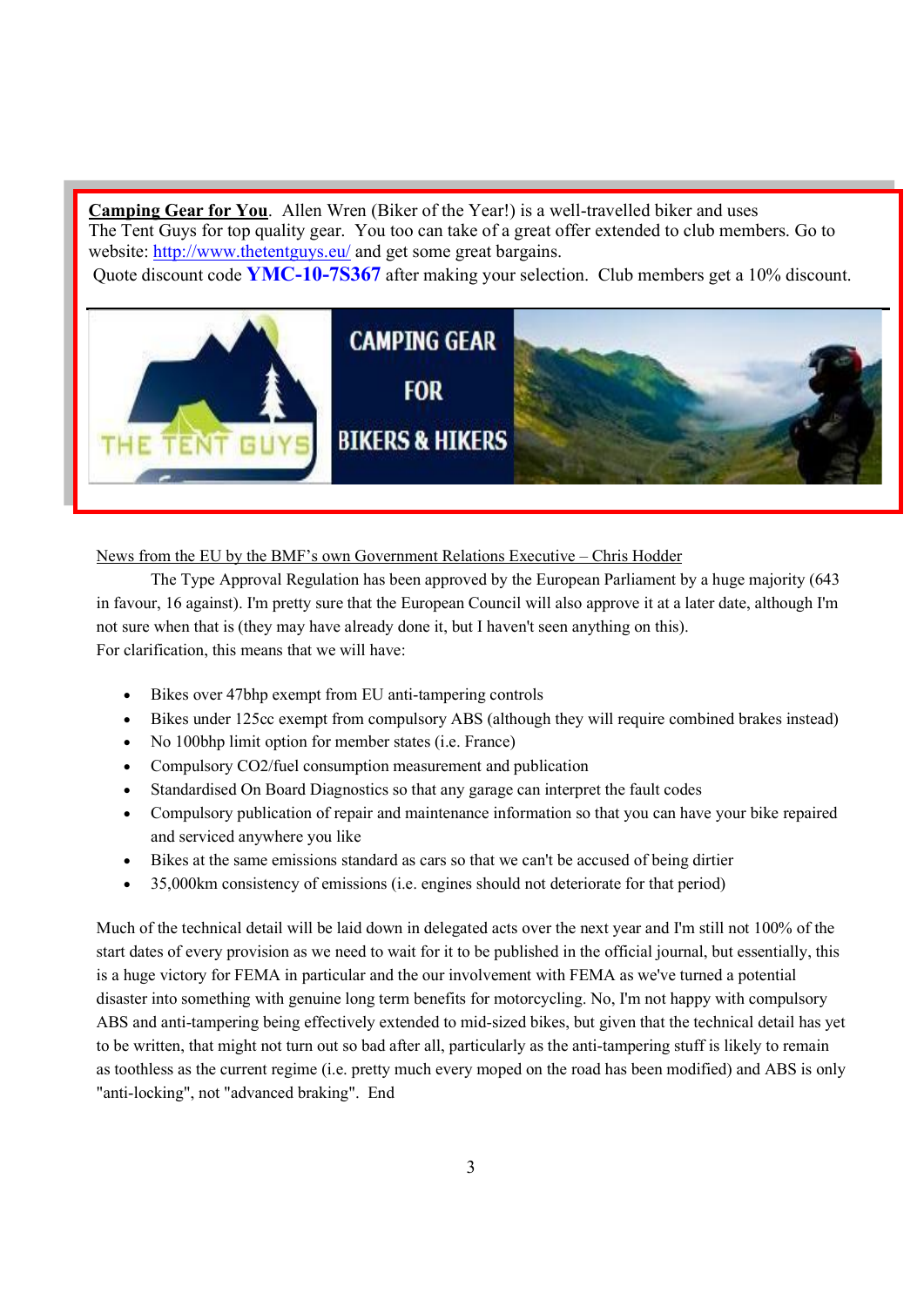**Camping Gear for You**. Allen Wren (Biker of the Year!) is a well-travelled biker and uses The Tent Guys for top quality gear. You too can take of a great offer extended to club members. Go to website: [http://www.thetentguys.eu/](http://www.thetentguys.eu/) and get some great bargains.

Quote discount code **YMC-10-7S367** after making your selection. Club members get a 10% discount.

THE TENT GUYS

CAMPING GEAR FOR BIKERS & HIKERS

News from the EU by the BMF's own Government Relations Executive – Chris Hodder

The Type Approval Regulation has been approved by the European Parliament by a huge majority (643 in favour, 16 against). I'm pretty sure that the European Council will also approve it at a later date, although I'm not sure when that is (they may have already done it, but I haven't seen anything on this).

For clarification, this means that we will have:

- Bikes over 47bhp exempt from EU anti-tampering controls
- Bikes under 125cc exempt from compulsory ABS (although they will require combined brakes instead)
- No 100bhp limit option for member states (i.e. France)
- Compulsory $CO_2$/fuel consumption measurement and publication
- Standardised On Board Diagnostics so that any garage can interpret the fault codes
- Compulsory publication of repair and maintenance information so that you can have your bike repaired and serviced anywhere you like
- Bikes at the same emissions standard as cars so that we can't be accused of being dirtier
- 35,000km consistency of emissions (i.e. engines should not deteriorate for that period)

Much of the technical detail will be laid down in delegated acts over the next year and I'm still not 100% of the start dates of every provision as we need to wait for it to be published in the official journal, but essentially, this is a huge victory for FEMA in particular and the our involvement with FEMA as we've turned a potential disaster into something with genuine long term benefits for motorcycling. No, I'm not happy with compulsory ABS and anti-tampering being effectively extended to mid-sized bikes, but given that the technical detail has yet to be written, that might not turn out so bad after all, particularly as the anti-tampering stuff is likely to remain as toothless as the current regime (i.e. pretty much every moped on the road has been modified) and ABS is only "anti-locking", not "advanced braking". End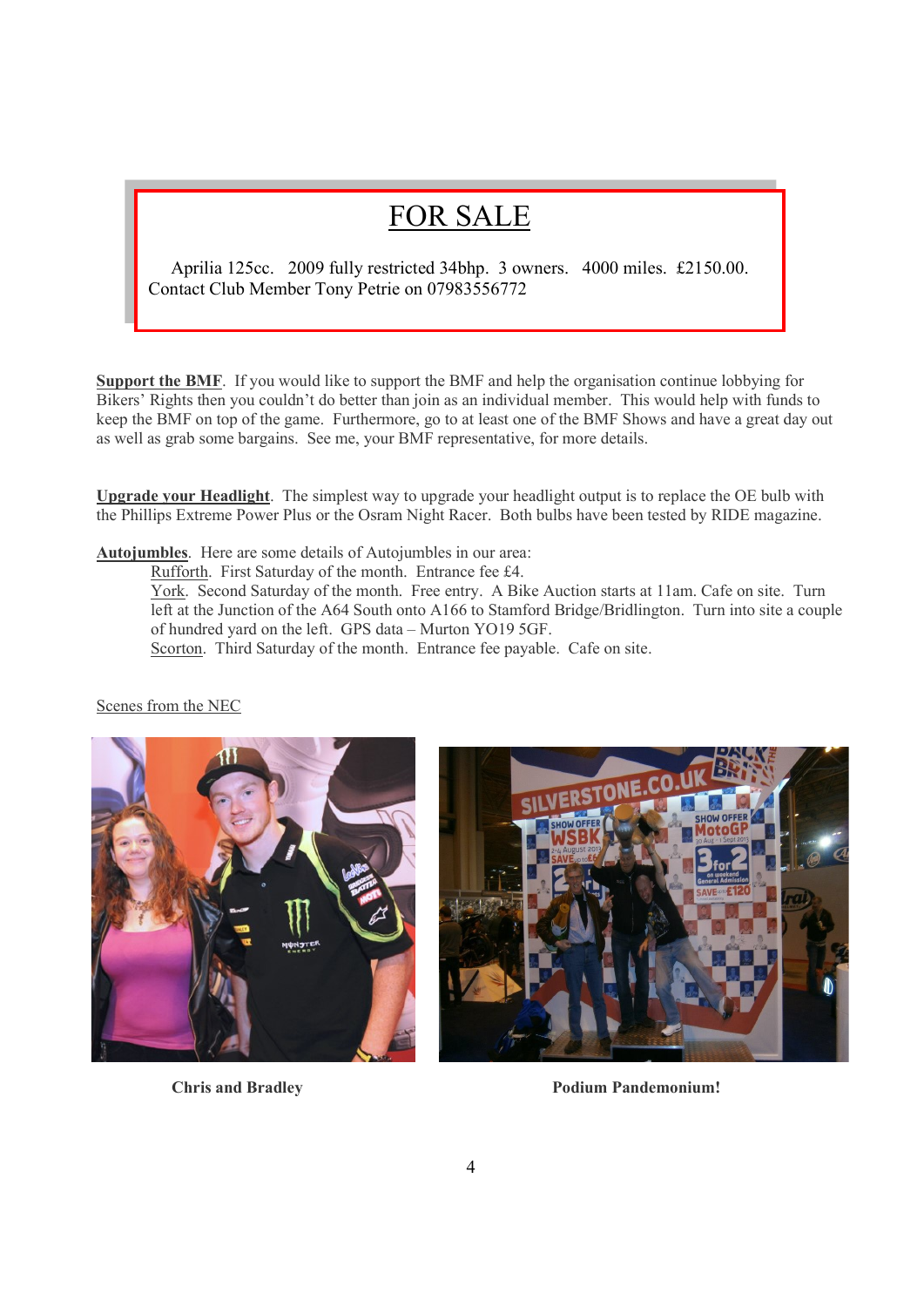## FOR SALE

Aprilia 125cc. 2009 fully restricted 34bhp. 3 owners. 4000 miles. £2150.00. Contact Club Member Tony Petrie on 07983556772

**Support the BMF**. If you would like to support the BMF and help the organisation continue lobbying for Bikers' Rights then you couldn't do better than join as an individual member. This would help with funds to keep the BMF on top of the game. Furthermore, go to at least one of the BMF Shows and have a great day out as well as grab some bargains. See me, your BMF representative, for more details.

**Upgrade your Headlight**. The simplest way to upgrade your headlight output is to replace the OE bulb with the Phillips Extreme Power Plus or the Osram Night Racer. Both bulbs have been tested by RIDE magazine.

**Autojumbles**. Here are some details of Autojumbles in our area:

Rufforth. First Saturday of the month. Entrance fee £4.

York. Second Saturday of the month. Free entry. A Bike Auction starts at 11am. Cafe on site. Turn left at the Junction of the A64 South onto A166 to Stamford Bridge/Bridlington. Turn into site a couple of hundred yard on the left. GPS data – Murton YO19 5GF.

Scorton. Third Saturday of the month. Entrance fee payable. Cafe on site.

Scenes from the NEC

**Chris and Bradley**

**Podium Pandemonium!**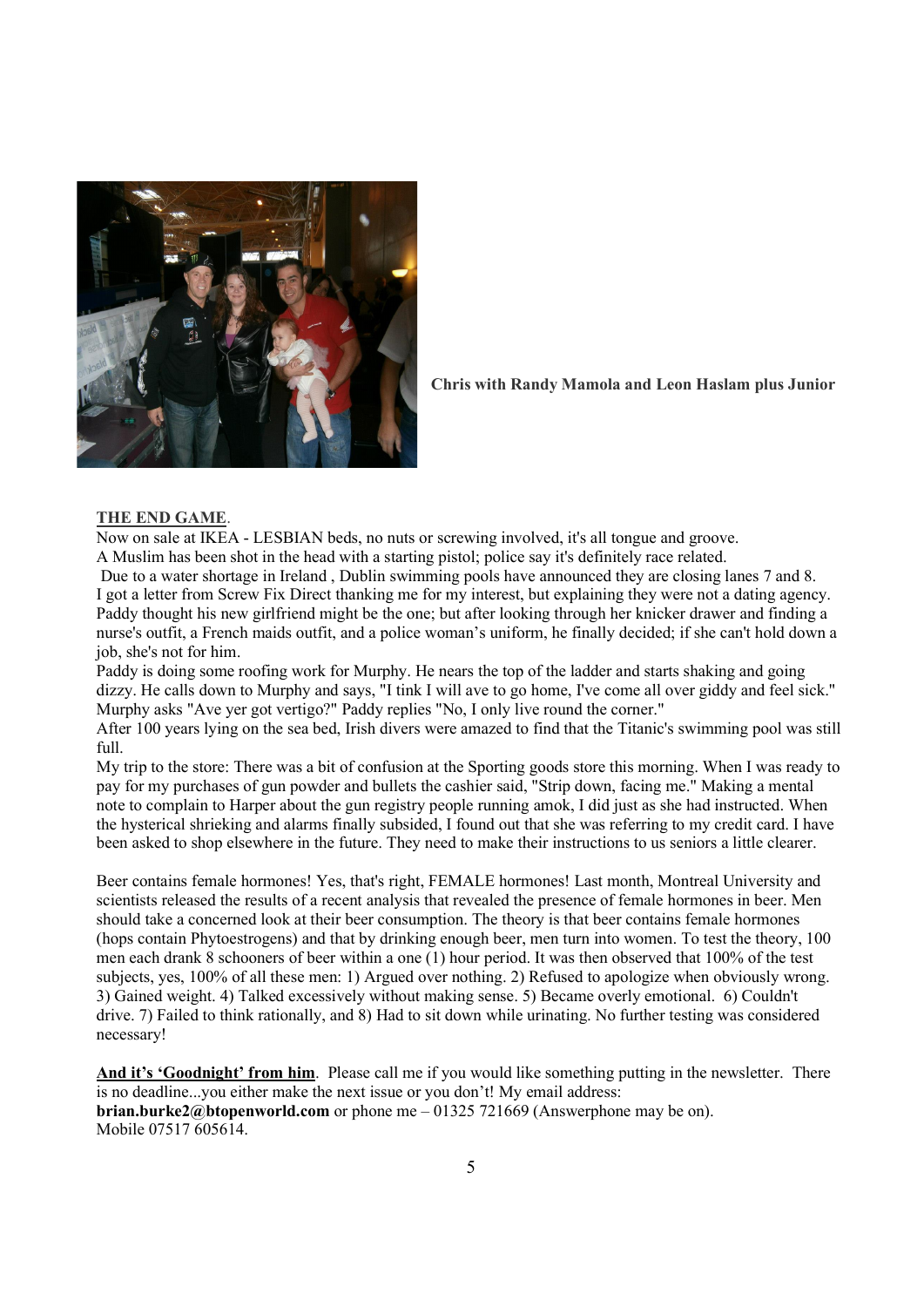**Chris with Randy Mamola and Leon Haslam plus Junior**

**THE END GAME**.

Now on sale at IKEA - LESBIAN beds, no nuts or screwing involved, it's all tongue and groove.
A Muslim has been shot in the head with a starting pistol; police say it's definitely race related.
Due to a water shortage in Ireland , Dublin swimming pools have announced they are closing lanes 7 and 8.
I got a letter from Screw Fix Direct thanking me for my interest, but explaining they were not a dating agency.
Paddy thought his new girlfriend might be the one; but after looking through her knicker drawer and finding a nurse's outfit, a French maids outfit, and a police woman's uniform, he finally decided; if she can't hold down a job, she's not for him.
Paddy is doing some roofing work for Murphy. He nears the top of the ladder and starts shaking and going dizzy. He calls down to Murphy and says, "I tink I will ave to go home, I've come all over giddy and feel sick." Murphy asks "Ave yer got vertigo?" Paddy replies "No, I only live round the corner."
After 100 years lying on the sea bed, Irish divers were amazed to find that the Titanic's swimming pool was still full.
My trip to the store: There was a bit of confusion at the Sporting goods store this morning. When I was ready to pay for my purchases of gun powder and bullets the cashier said, "Strip down, facing me." Making a mental note to complain to Harper about the gun registry people running amok, I did just as she had instructed. When the hysterical shrieking and alarms finally subsided, I found out that she was referring to my credit card. I have been asked to shop elsewhere in the future. They need to make their instructions to us seniors a little clearer.

Beer contains female hormones! Yes, that's right, FEMALE hormones! Last month, Montreal University and scientists released the results of a recent analysis that revealed the presence of female hormones in beer. Men should take a concerned look at their beer consumption. The theory is that beer contains female hormones (hops contain Phytoestrogens) and that by drinking enough beer, men turn into women. To test the theory, 100 men each drank 8 schooners of beer within a one (1) hour period. It was then observed that 100% of the test subjects, yes, 100% of all these men: 1) Argued over nothing. 2) Refused to apologize when obviously wrong. 3) Gained weight. 4) Talked excessively without making sense. 5) Became overly emotional. 6) Couldn't drive. 7) Failed to think rationally, and 8) Had to sit down while urinating. No further testing was considered necessary!

**And it's 'Goodnight' from him**. Please call me if you would like something putting in the newsletter. There is no deadline...you either make the next issue or you don't! My email address: **brian.burke2@btopenworld.com** or phone me – 01325 721669 (Answerphone may be on). Mobile 07517 605614.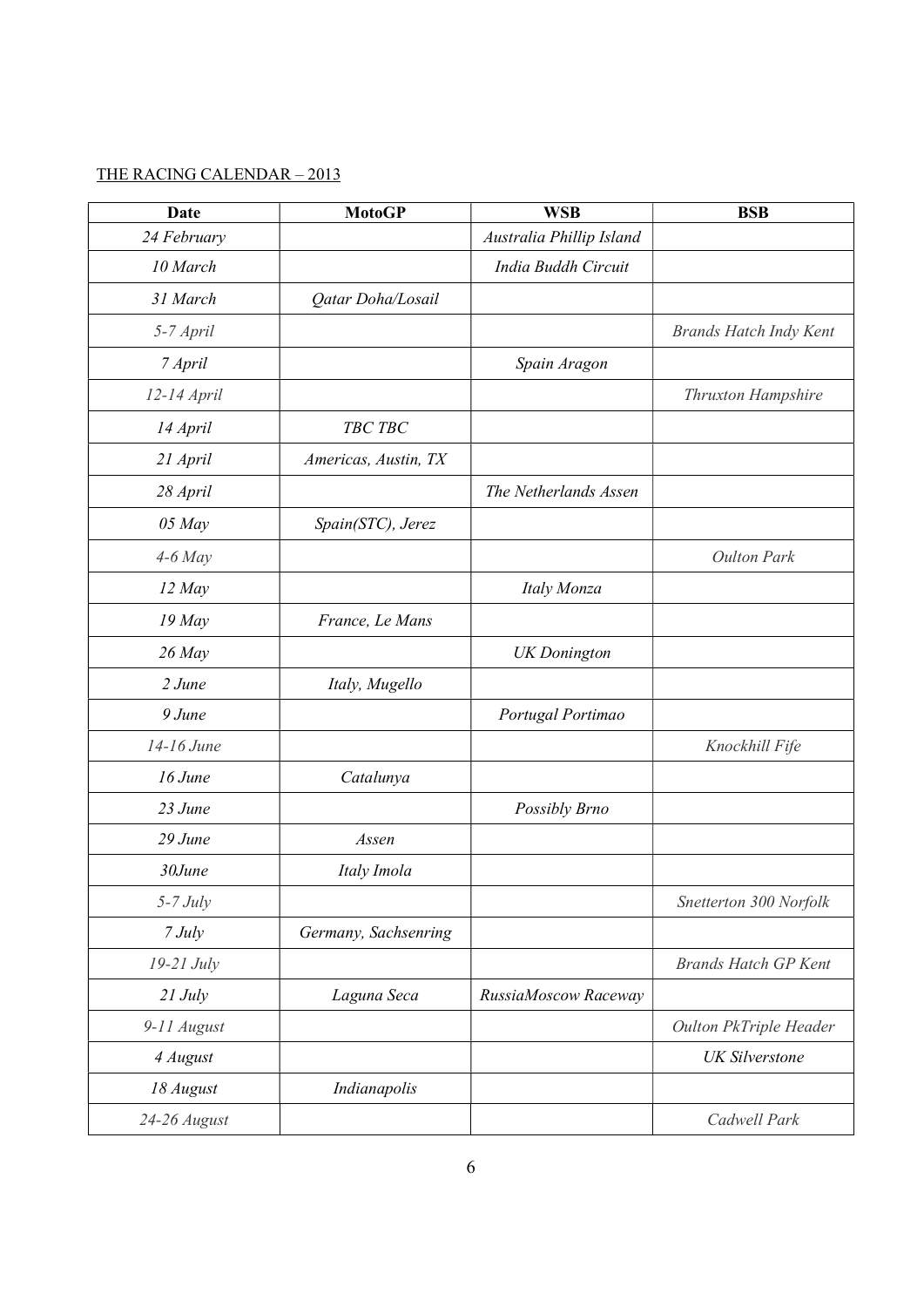THE RACING CALENDAR – 2013

| Date | MotoGP | WSB | BSB |
|---|---|---|---|
| *24 February* | | *Australia Phillip Island* | |
| *10 March* | | *India Buddh Circuit* | |
| *31 March* | *Qatar Doha/Losail* | | |
| *5-7 April* | | | *Brands Hatch Indy Kent* |
| *7 April* | | *Spain Aragon* | |
| *12-14 April* | | | *Thruxton Hampshire* |
| *14 April* | *TBC TBC* | | |
| *21 April* | *Americas, Austin, TX* | | |
| *28 April* | | *The Netherlands Assen* | |
| *05 May* | *Spain(STC), Jerez* | | |
| *4-6 May* | | | *Oulton Park* |
| *12 May* | | *Italy Monza* | |
| *19 May* | *France, Le Mans* | | |
| *26 May* | | *UK Donington* | |
| *2 June* | *Italy, Mugello* | | |
| *9 June* | | *Portugal Portimao* | |
| *14-16 June* | | | *Knockhill Fife* |
| *16 June* | *Catalunya* | | |
| *23 June* | | *Possibly Brno* | |
| *29 June* | *Assen* | | |
| *30June* | *Italy Imola* | | |
| *5-7 July* | | | *Snetterton 300 Norfolk* |
| *7 July* | *Germany, Sachsenring* | | |
| *19-21 July* | | | *Brands Hatch GP Kent* |
| *21 July* | *Laguna Seca* | *RussiaMoscow Raceway* | |
| *9-11 August* | | | *Oulton PkTriple Header* |
| *4 August* | | | *UK Silverstone* |
| *18 August* | *Indianapolis* | | |
| *24-26 August* | | | *Cadwell Park* |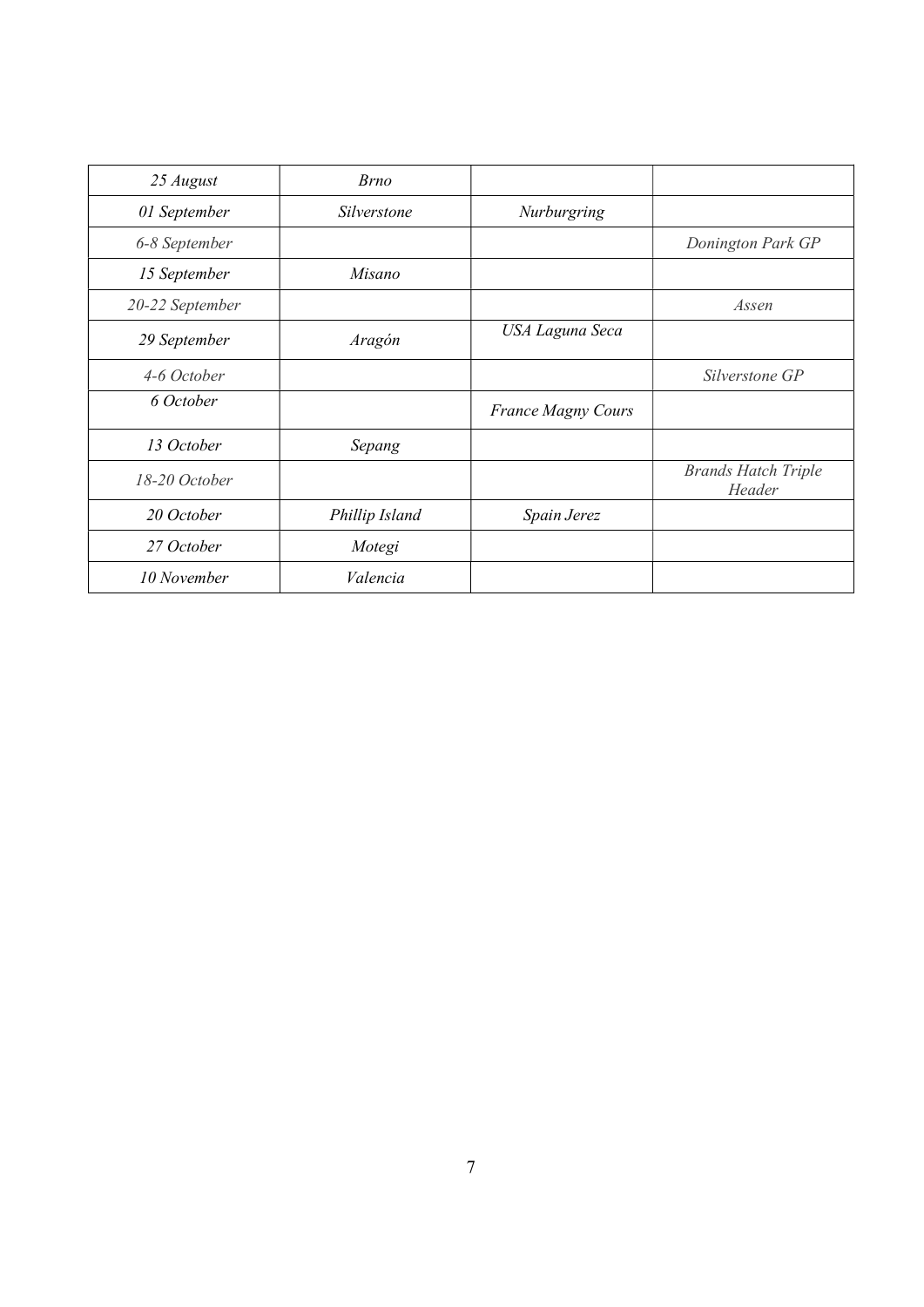| | | | |
|---|---|---|---|
| *25 August* | *Brno* | | |
| *01 September* | *Silverstone* | *Nurburgring* | |
| *6-8 September* | | | *Donington Park GP* |
| *15 September* | *Misano* | | |
| *20-22 September* | | | *Assen* |
| *29 September* | *Aragón* | *USA Laguna Seca* | |
| *4-6 October* | | | *Silverstone GP* |
| *6 October* | | *France Magny Cours* | |
| *13 October* | *Sepang* | | |
| *18-20 October* | | | *Brands Hatch Triple Header* |
| *20 October* | *Phillip Island* | *Spain Jerez* | |
| *27 October* | *Motegi* | | |
| *10 November* | *Valencia* | | |